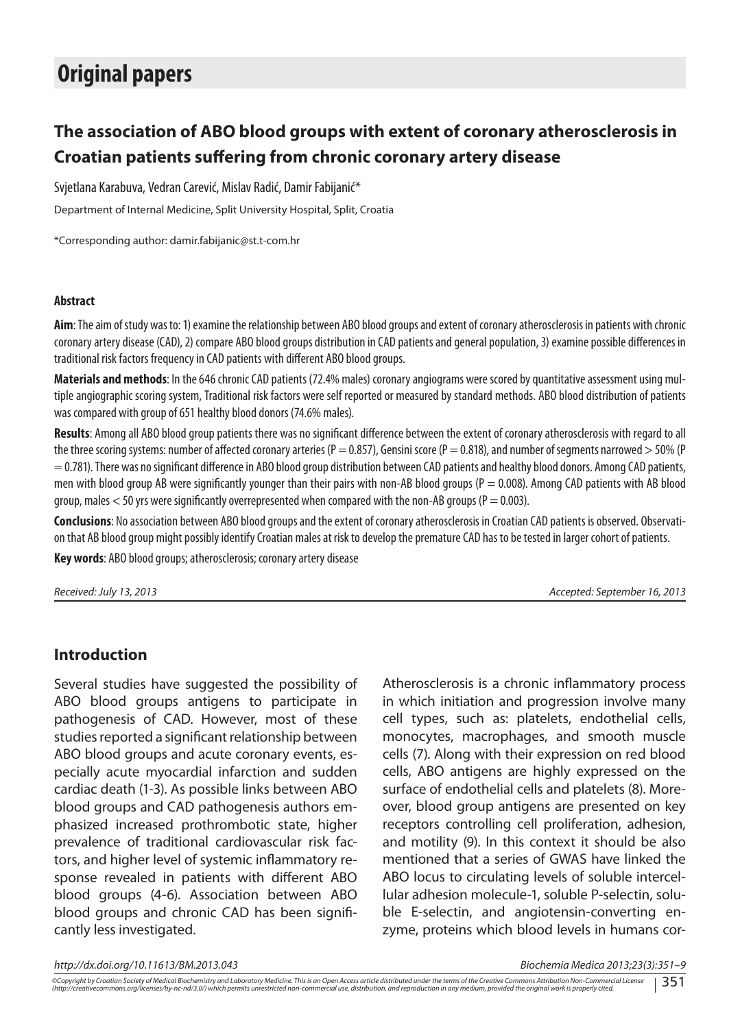# Original papers

## The association of ABO blood groups with extent of coronary atherosclerosis in Croatian patients suffering from chronic coronary artery disease

Svjetlana Karabuva, Vedran Carević, Mislav Radić, Damir Fabijanić*

Department of Internal Medicine, Split University Hospital, Split, Croatia

*Corresponding author: damir.fabijanic@st.t-com.hr

#### Abstract

**Aim**: The aim of study was to: 1) examine the relationship between ABO blood groups and extent of coronary atherosclerosis in patients with chronic coronary artery disease (CAD), 2) compare ABO blood groups distribution in CAD patients and general population, 3) examine possible differences in traditional risk factors frequency in CAD patients with different ABO blood groups.

**Materials and methods**: In the 646 chronic CAD patients (72.4% males) coronary angiograms were scored by quantitative assessment using multiple angiographic scoring system, Traditional risk factors were self reported or measured by standard methods. ABO blood distribution of patients was compared with group of 651 healthy blood donors (74.6% males).

**Results**: Among all ABO blood group patients there was no significant difference between the extent of coronary atherosclerosis with regard to all the three scoring systems: number of affected coronary arteries ($P = 0.857$), Gensini score ($P = 0.818$), and number of segments narrowed > 50% ($P = 0.781$). There was no significant difference in ABO blood group distribution between CAD patients and healthy blood donors. Among CAD patients, men with blood group AB were significantly younger than their pairs with non-AB blood groups ($P = 0.008$). Among CAD patients with AB blood group, males < 50 yrs were significantly overrepresented when compared with the non-AB groups ($P = 0.003$).

**Conclusions**: No association between ABO blood groups and the extent of coronary atherosclerosis in Croatian CAD patients is observed. Observation that AB blood group might possibly identify Croatian males at risk to develop the premature CAD has to be tested in larger cohort of patients.

**Key words**: ABO blood groups; atherosclerosis; coronary artery disease

*Received: July 13, 2013* *Accepted: September 16, 2013*

## Introduction

Several studies have suggested the possibility of ABO blood groups antigens to participate in pathogenesis of CAD. However, most of these studies reported a significant relationship between ABO blood groups and acute coronary events, especially acute myocardial infarction and sudden cardiac death (1-3). As possible links between ABO blood groups and CAD pathogenesis authors emphasized increased prothrombotic state, higher prevalence of traditional cardiovascular risk factors, and higher level of systemic inflammatory response revealed in patients with different ABO blood groups (4-6). Association between ABO blood groups and chronic CAD has been significantly less investigated.

Atherosclerosis is a chronic inflammatory process in which initiation and progression involve many cell types, such as: platelets, endothelial cells, monocytes, macrophages, and smooth muscle cells (7). Along with their expression on red blood cells, ABO antigens are highly expressed on the surface of endothelial cells and platelets (8). Moreover, blood group antigens are presented on key receptors controlling cell proliferation, adhesion, and motility (9). In this context it should be also mentioned that a series of GWAS have linked the ABO locus to circulating levels of soluble intercellular adhesion molecule-1, soluble P-selectin, soluble E-selectin, and angiotensin-converting enzyme, proteins which blood levels in humans cor-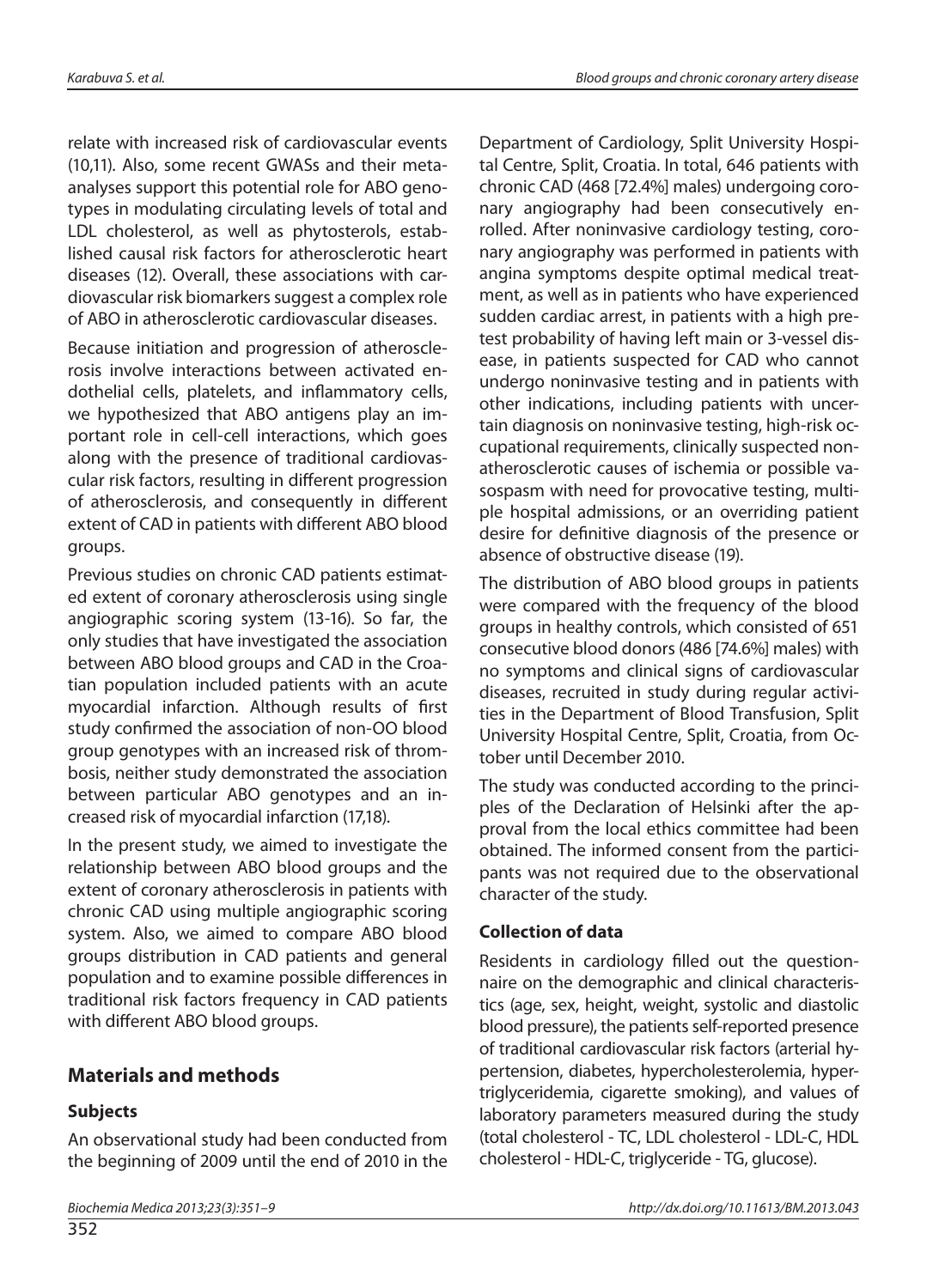relate with increased risk of cardiovascular events (10,11). Also, some recent GWASs and their meta-analyses support this potential role for ABO genotypes in modulating circulating levels of total and LDL cholesterol, as well as phytosterols, established causal risk factors for atherosclerotic heart diseases (12). Overall, these associations with cardiovascular risk biomarkers suggest a complex role of ABO in atherosclerotic cardiovascular diseases.

Because initiation and progression of atherosclerosis involve interactions between activated endothelial cells, platelets, and inflammatory cells, we hypothesized that ABO antigens play an important role in cell-cell interactions, which goes along with the presence of traditional cardiovascular risk factors, resulting in different progression of atherosclerosis, and consequently in different extent of CAD in patients with different ABO blood groups.

Previous studies on chronic CAD patients estimated extent of coronary atherosclerosis using single angiographic scoring system (13-16). So far, the only studies that have investigated the association between ABO blood groups and CAD in the Croatian population included patients with an acute myocardial infarction. Although results of first study confirmed the association of non-OO blood group genotypes with an increased risk of thrombosis, neither study demonstrated the association between particular ABO genotypes and an increased risk of myocardial infarction (17,18).

In the present study, we aimed to investigate the relationship between ABO blood groups and the extent of coronary atherosclerosis in patients with chronic CAD using multiple angiographic scoring system. Also, we aimed to compare ABO blood groups distribution in CAD patients and general population and to examine possible differences in traditional risk factors frequency in CAD patients with different ABO blood groups.

## Materials and methods

### Subjects

An observational study had been conducted from the beginning of 2009 until the end of 2010 in the Department of Cardiology, Split University Hospital Centre, Split, Croatia. In total, 646 patients with chronic CAD (468 [72.4%] males) undergoing coronary angiography had been consecutively enrolled. After noninvasive cardiology testing, coronary angiography was performed in patients with angina symptoms despite optimal medical treatment, as well as in patients who have experienced sudden cardiac arrest, in patients with a high pretest probability of having left main or 3-vessel disease, in patients suspected for CAD who cannot undergo noninvasive testing and in patients with other indications, including patients with uncertain diagnosis on noninvasive testing, high-risk occupational requirements, clinically suspected non-atherosclerotic causes of ischemia or possible vasospasm with need for provocative testing, multiple hospital admissions, or an overriding patient desire for definitive diagnosis of the presence or absence of obstructive disease (19).

The distribution of ABO blood groups in patients were compared with the frequency of the blood groups in healthy controls, which consisted of 651 consecutive blood donors (486 [74.6%] males) with no symptoms and clinical signs of cardiovascular diseases, recruited in study during regular activities in the Department of Blood Transfusion, Split University Hospital Centre, Split, Croatia, from October until December 2010.

The study was conducted according to the principles of the Declaration of Helsinki after the approval from the local ethics committee had been obtained. The informed consent from the participants was not required due to the observational character of the study.

### Collection of data

Residents in cardiology filled out the questionnaire on the demographic and clinical characteristics (age, sex, height, weight, systolic and diastolic blood pressure), the patients self-reported presence of traditional cardiovascular risk factors (arterial hypertension, diabetes, hypercholesterolemia, hypertriglyceridemia, cigarette smoking), and values of laboratory parameters measured during the study (total cholesterol - TC, LDL cholesterol - LDL-C, HDL cholesterol - HDL-C, triglyceride - TG, glucose).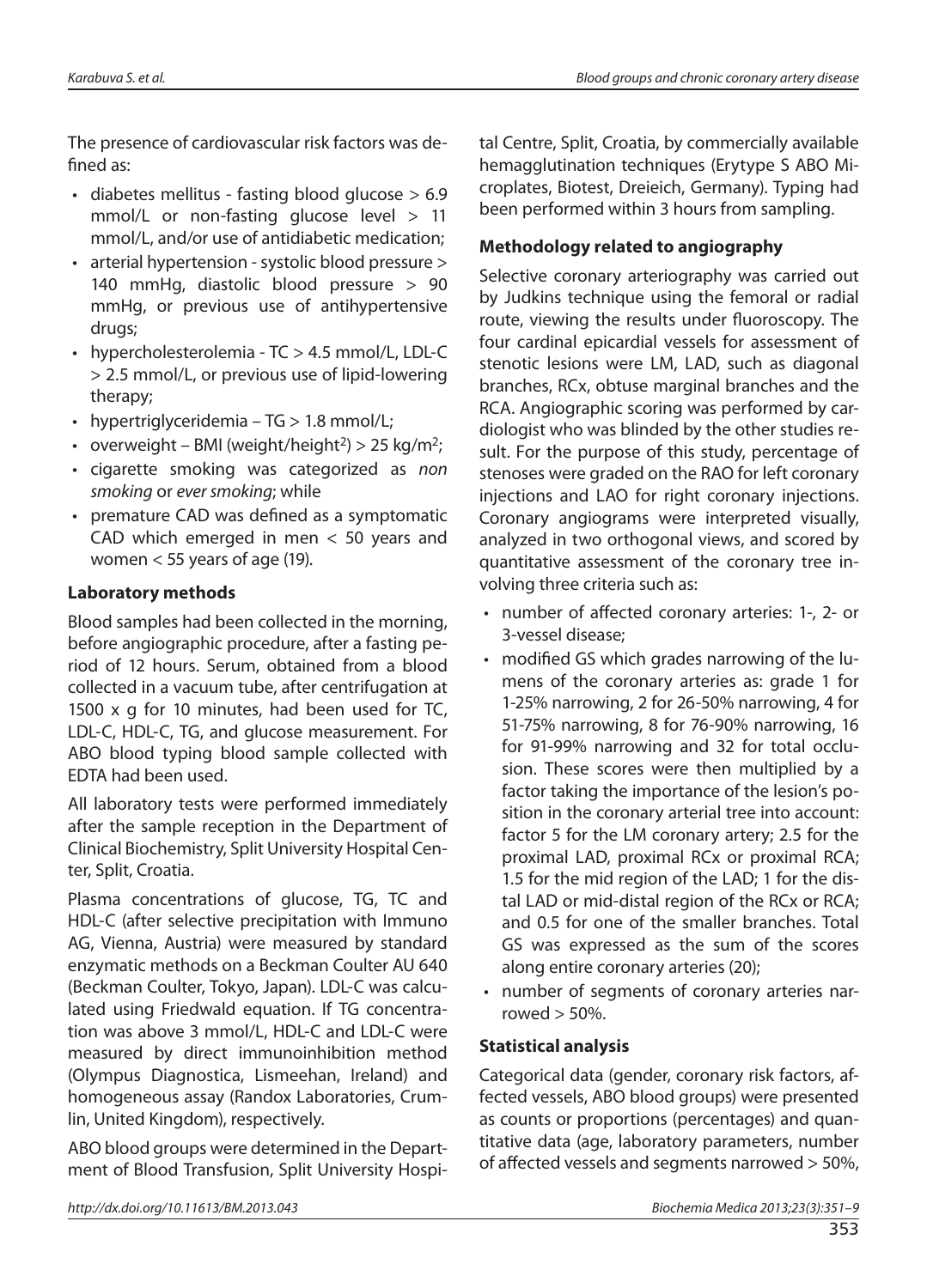The presence of cardiovascular risk factors was defined as:

- diabetes mellitus - fasting blood glucose > 6.9 mmol/L or non-fasting glucose level > 11 mmol/L, and/or use of antidiabetic medication;
- arterial hypertension - systolic blood pressure > 140 mmHg, diastolic blood pressure > 90 mmHg, or previous use of antihypertensive drugs;
- hypercholesterolemia - TC > 4.5 mmol/L, LDL-C > 2.5 mmol/L, or previous use of lipid-lowering therapy;
- hypertriglyceridemia – TG > 1.8 mmol/L;
- overweight – BMI (weight/height$^2$) > 25 kg/m$^2$;
- cigarette smoking was categorized as *non smoking* or *ever smoking*; while
- premature CAD was defined as a symptomatic CAD which emerged in men < 50 years and women < 55 years of age (19).

### Laboratory methods

Blood samples had been collected in the morning, before angiographic procedure, after a fasting period of 12 hours. Serum, obtained from a blood collected in a vacuum tube, after centrifugation at 1500 x g for 10 minutes, had been used for TC, LDL-C, HDL-C, TG, and glucose measurement. For ABO blood typing blood sample collected with EDTA had been used.

All laboratory tests were performed immediately after the sample reception in the Department of Clinical Biochemistry, Split University Hospital Center, Split, Croatia.

Plasma concentrations of glucose, TG, TC and HDL-C (after selective precipitation with Immuno AG, Vienna, Austria) were measured by standard enzymatic methods on a Beckman Coulter AU 640 (Beckman Coulter, Tokyo, Japan). LDL-C was calculated using Friedwald equation. If TG concentration was above 3 mmol/L, HDL-C and LDL-C were measured by direct immunoinhibition method (Olympus Diagnostica, Lismeehan, Ireland) and homogeneous assay (Randox Laboratories, Crumlin, United Kingdom), respectively.

ABO blood groups were determined in the Department of Blood Transfusion, Split University Hospital Centre, Split, Croatia, by commercially available hemagglutination techniques (Erytype S ABO Microplates, Biotest, Dreieich, Germany). Typing had been performed within 3 hours from sampling.

### Methodology related to angiography

Selective coronary arteriography was carried out by Judkins technique using the femoral or radial route, viewing the results under fluoroscopy. The four cardinal epicardial vessels for assessment of stenotic lesions were LM, LAD, such as diagonal branches, RCx, obtuse marginal branches and the RCA. Angiographic scoring was performed by cardiologist who was blinded by the other studies result. For the purpose of this study, percentage of stenoses were graded on the RAO for left coronary injections and LAO for right coronary injections. Coronary angiograms were interpreted visually, analyzed in two orthogonal views, and scored by quantitative assessment of the coronary tree involving three criteria such as:

- number of affected coronary arteries: 1-, 2- or 3-vessel disease;
- modified GS which grades narrowing of the lumens of the coronary arteries as: grade 1 for 1-25% narrowing, 2 for 26-50% narrowing, 4 for 51-75% narrowing, 8 for 76-90% narrowing, 16 for 91-99% narrowing and 32 for total occlusion. These scores were then multiplied by a factor taking the importance of the lesion's position in the coronary arterial tree into account: factor 5 for the LM coronary artery; 2.5 for the proximal LAD, proximal RCx or proximal RCA; 1.5 for the mid region of the LAD; 1 for the distal LAD or mid-distal region of the RCx or RCA; and 0.5 for one of the smaller branches. Total GS was expressed as the sum of the scores along entire coronary arteries (20);
- number of segments of coronary arteries narrowed > 50%.

### Statistical analysis

Categorical data (gender, coronary risk factors, affected vessels, ABO blood groups) were presented as counts or proportions (percentages) and quantitative data (age, laboratory parameters, number of affected vessels and segments narrowed > 50%,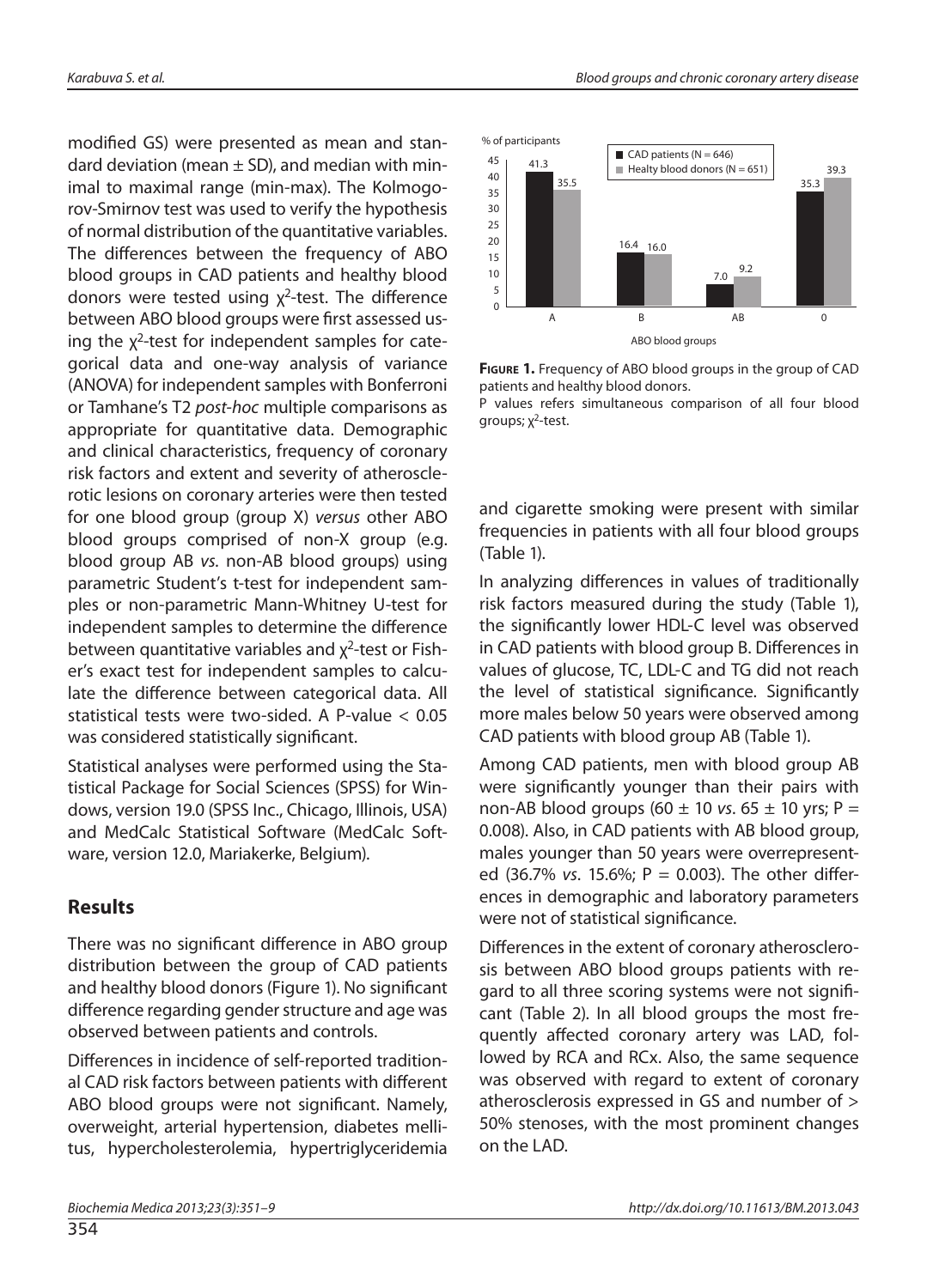modified GS) were presented as mean and standard deviation (mean ± SD), and median with minimal to maximal range (min-max). The Kolmogorov-Smirnov test was used to verify the hypothesis of normal distribution of the quantitative variables. The differences between the frequency of ABO blood groups in CAD patients and healthy blood donors were tested using $\chi^2$-test. The difference between ABO blood groups were first assessed using the $\chi^2$-test for independent samples for categorical data and one-way analysis of variance (ANOVA) for independent samples with Bonferroni or Tamhane's T2 *post-hoc* multiple comparisons as appropriate for quantitative data. Demographic and clinical characteristics, frequency of coronary risk factors and extent and severity of atherosclerotic lesions on coronary arteries were then tested for one blood group (group X) *versus* other ABO blood groups comprised of non-X group (e.g. blood group AB *vs.* non-AB blood groups) using parametric Student's t-test for independent samples or non-parametric Mann-Whitney U-test for independent samples to determine the difference between quantitative variables and $\chi^2$-test or Fisher's exact test for independent samples to calculate the difference between categorical data. All statistical tests were two-sided. A P-value < 0.05 was considered statistically significant.

Statistical analyses were performed using the Statistical Package for Social Sciences (SPSS) for Windows, version 19.0 (SPSS Inc., Chicago, Illinois, USA) and MedCalc Statistical Software (MedCalc Software, version 12.0, Mariakerke, Belgium).

## Results

There was no significant difference in ABO group distribution between the group of CAD patients and healthy blood donors (Figure 1). No significant difference regarding gender structure and age was observed between patients and controls.

Differences in incidence of self-reported traditional CAD risk factors between patients with different ABO blood groups were not significant. Namely, overweight, arterial hypertension, diabetes mellitus, hypercholesterolemia, hypertriglyceridemia and cigarette smoking were present with similar frequencies in patients with all four blood groups (Table 1).

| ABO blood groups | CAD patients (N = 646) | Healty blood donors (N = 651) |
|---|---|---|
| A | 41.3 | 35.5 |
| B | 16.4 | 16.0 |
| AB | 7.0 | 9.2 |
| 0 | 35.3 | 39.3 |

**Figure 1.** Frequency of ABO blood groups in the group of CAD patients and healthy blood donors.
P values refers simultaneous comparison of all four blood groups; $\chi^2$-test.

In analyzing differences in values of traditionally risk factors measured during the study (Table 1), the significantly lower HDL-C level was observed in CAD patients with blood group B. Differences in values of glucose, TC, LDL-C and TG did not reach the level of statistical significance. Significantly more males below 50 years were observed among CAD patients with blood group AB (Table 1).

Among CAD patients, men with blood group AB were significantly younger than their pairs with non-AB blood groups (60 ± 10 *vs.* 65 ± 10 yrs; P = 0.008). Also, in CAD patients with AB blood group, males younger than 50 years were overrepresented (36.7% *vs.* 15.6%; P = 0.003). The other differences in demographic and laboratory parameters were not of statistical significance.

Differences in the extent of coronary atherosclerosis between ABO blood groups patients with regard to all three scoring systems were not significant (Table 2). In all blood groups the most frequently affected coronary artery was LAD, followed by RCA and RCx. Also, the same sequence was observed with regard to extent of coronary atherosclerosis expressed in GS and number of > 50% stenoses, with the most prominent changes on the LAD.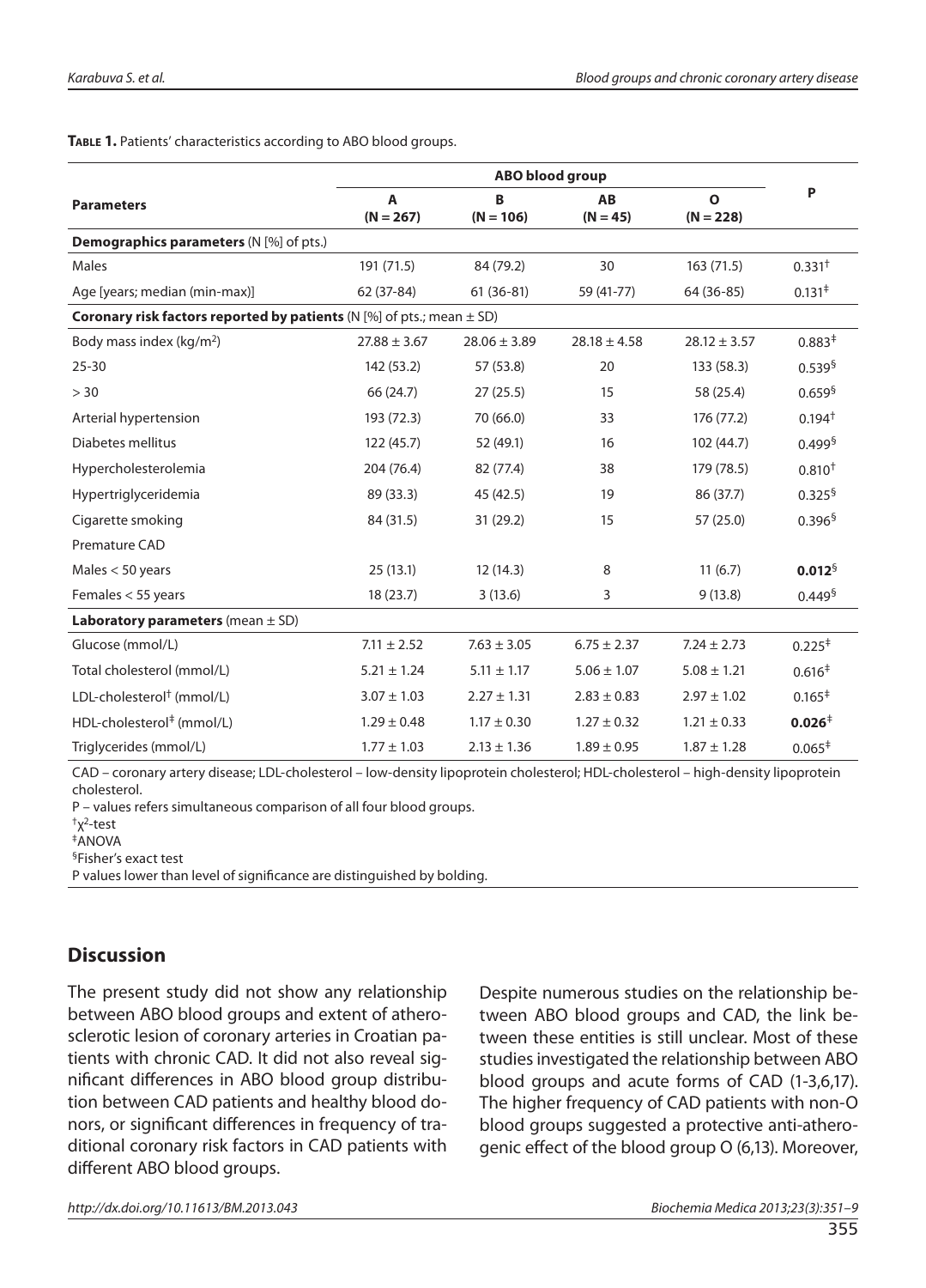**Table 1.** Patients' characteristics according to ABO blood groups.

| Parameters | ABO blood group | | | | P |
|---|---|---|---|---|---|
| | A (N = 267) | B (N = 106) | AB (N = 45) | O (N = 228) | |
| **Demographics parameters** (N [%] of pts.) | | | | | |
| Males | 191 (71.5) | 84 (79.2) | 30 | 163 (71.5) | 0.331† |
| Age [years; median (min-max)] | 62 (37-84) | 61 (36-81) | 59 (41-77) | 64 (36-85) | 0.131‡ |
| **Coronary risk factors reported by patients** (N [%] of pts.; mean ± SD) | | | | | |
| Body mass index (kg/m$^2$) | 27.88 ± 3.67 | 28.06 ± 3.89 | 28.18 ± 4.58 | 28.12 ± 3.57 | 0.883‡ |
| 25-30 | 142 (53.2) | 57 (53.8) | 20 | 133 (58.3) | 0.539§ |
| > 30 | 66 (24.7) | 27 (25.5) | 15 | 58 (25.4) | 0.659§ |
| Arterial hypertension | 193 (72.3) | 70 (66.0) | 33 | 176 (77.2) | 0.194† |
| Diabetes mellitus | 122 (45.7) | 52 (49.1) | 16 | 102 (44.7) | 0.499§ |
| Hypercholesterolemia | 204 (76.4) | 82 (77.4) | 38 | 179 (78.5) | 0.810† |
| Hypertriglyceridemia | 89 (33.3) | 45 (42.5) | 19 | 86 (37.7) | 0.325§ |
| Cigarette smoking | 84 (31.5) | 31 (29.2) | 15 | 57 (25.0) | 0.396§ |
| Premature CAD | | | | | |
| Males < 50 years | 25 (13.1) | 12 (14.3) | 8 | 11 (6.7) | **0.012**§ |
| Females < 55 years | 18 (23.7) | 3 (13.6) | 3 | 9 (13.8) | 0.449§ |
| **Laboratory parameters** (mean ± SD) | | | | | |
| Glucose (mmol/L) | 7.11 ± 2.52 | 7.63 ± 3.05 | 6.75 ± 2.37 | 7.24 ± 2.73 | 0.225‡ |
| Total cholesterol (mmol/L) | 5.21 ± 1.24 | 5.11 ± 1.17 | 5.06 ± 1.07 | 5.08 ± 1.21 | 0.616‡ |
| LDL-cholesterol† (mmol/L) | 3.07 ± 1.03 | 2.27 ± 1.31 | 2.83 ± 0.83 | 2.97 ± 1.02 | 0.165‡ |
| HDL-cholesterol‡ (mmol/L) | 1.29 ± 0.48 | 1.17 ± 0.30 | 1.27 ± 0.32 | 1.21 ± 0.33 | **0.026**‡ |
| Triglycerides (mmol/L) | 1.77 ± 1.03 | 2.13 ± 1.36 | 1.89 ± 0.95 | 1.87 ± 1.28 | 0.065‡ |

CAD – coronary artery disease; LDL-cholesterol – low-density lipoprotein cholesterol; HDL-cholesterol – high-density lipoprotein cholesterol.
P – values refers simultaneous comparison of all four blood groups.
†$\chi^2$-test
‡ANOVA
§Fisher's exact test
P values lower than level of significance are distinguished by bolding.

## Discussion

The present study did not show any relationship between ABO blood groups and extent of atherosclerotic lesion of coronary arteries in Croatian patients with chronic CAD. It did not also reveal significant differences in ABO blood group distribution between CAD patients and healthy blood donors, or significant differences in frequency of traditional coronary risk factors in CAD patients with different ABO blood groups.

Despite numerous studies on the relationship between ABO blood groups and CAD, the link between these entities is still unclear. Most of these studies investigated the relationship between ABO blood groups and acute forms of CAD (1-3,6,17). The higher frequency of CAD patients with non-O blood groups suggested a protective anti-atherogenic effect of the blood group O (6,13). Moreover,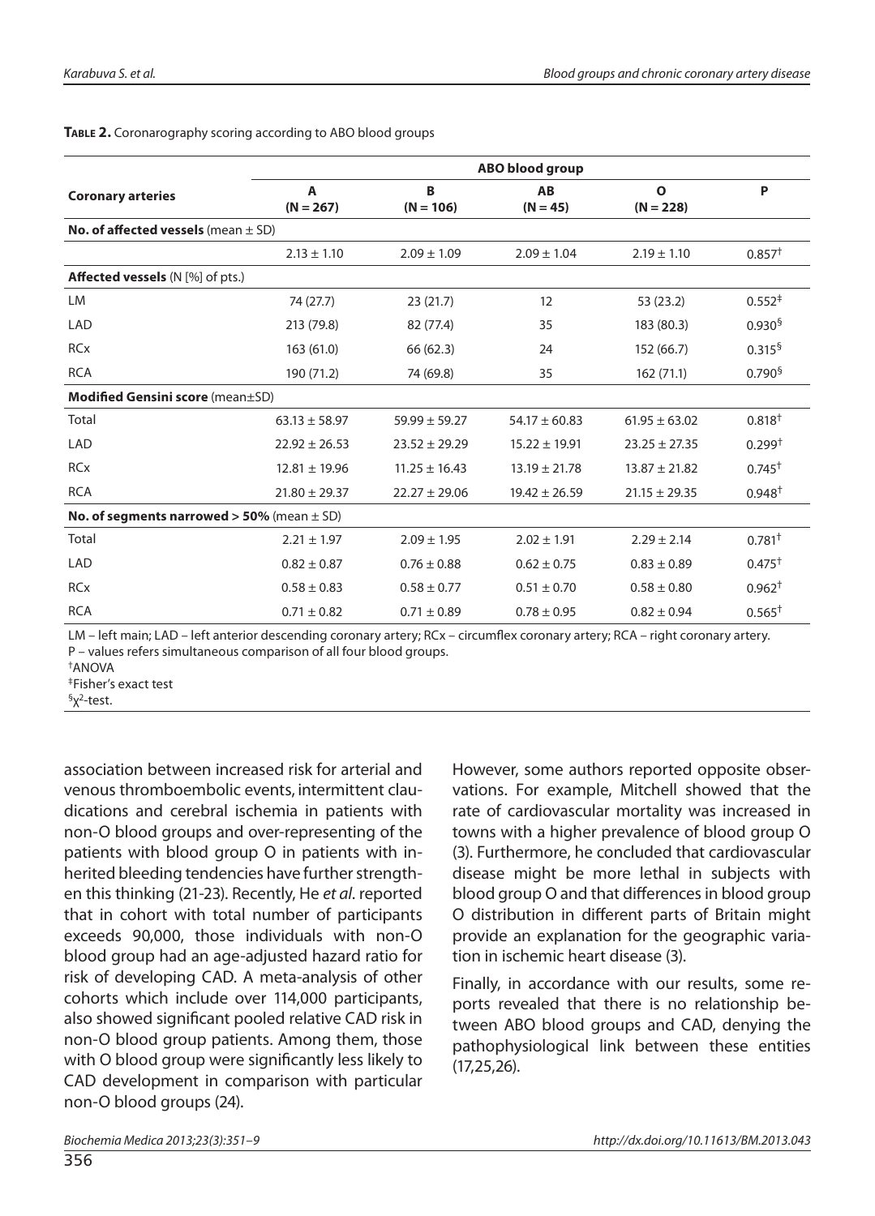**TABLE 2.** Coronarography scoring according to ABO blood groups

| Coronary arteries | ABO blood group | | | | |
|---|---|---|---|---|---|
| | A (N = 267) | B (N = 106) | AB (N = 45) | O (N = 228) | P |
| **No. of affected vessels** (mean ± SD) | | | | | |
| | 2.13 ± 1.10 | 2.09 ± 1.09 | 2.09 ± 1.04 | 2.19 ± 1.10 | 0.857† |
| **Affected vessels** (N [%] of pts.) | | | | | |
| LM | 74 (27.7) | 23 (21.7) | 12 | 53 (23.2) | 0.552‡ |
| LAD | 213 (79.8) | 82 (77.4) | 35 | 183 (80.3) | 0.930§ |
| RCx | 163 (61.0) | 66 (62.3) | 24 | 152 (66.7) | 0.315§ |
| RCA | 190 (71.2) | 74 (69.8) | 35 | 162 (71.1) | 0.790§ |
| **Modified Gensini score** (mean±SD) | | | | | |
| Total | 63.13 ± 58.97 | 59.99 ± 59.27 | 54.17 ± 60.83 | 61.95 ± 63.02 | 0.818† |
| LAD | 22.92 ± 26.53 | 23.52 ± 29.29 | 15.22 ± 19.91 | 23.25 ± 27.35 | 0.299† |
| RCx | 12.81 ± 19.96 | 11.25 ± 16.43 | 13.19 ± 21.78 | 13.87 ± 21.82 | 0.745† |
| RCA | 21.80 ± 29.37 | 22.27 ± 29.06 | 19.42 ± 26.59 | 21.15 ± 29.35 | 0.948† |
| **No. of segments narrowed > 50%** (mean ± SD) | | | | | |
| Total | 2.21 ± 1.97 | 2.09 ± 1.95 | 2.02 ± 1.91 | 2.29 ± 2.14 | 0.781† |
| LAD | 0.82 ± 0.87 | 0.76 ± 0.88 | 0.62 ± 0.75 | 0.83 ± 0.89 | 0.475† |
| RCx | 0.58 ± 0.83 | 0.58 ± 0.77 | 0.51 ± 0.70 | 0.58 ± 0.80 | 0.962† |
| RCA | 0.71 ± 0.82 | 0.71 ± 0.89 | 0.78 ± 0.95 | 0.82 ± 0.94 | 0.565† |

LM – left main; LAD – left anterior descending coronary artery; RCx – circumflex coronary artery; RCA – right coronary artery.
P – values refers simultaneous comparison of all four blood groups.
†ANOVA
‡Fisher's exact test
§$\chi^2$-test.

association between increased risk for arterial and venous thromboembolic events, intermittent claudications and cerebral ischemia in patients with non-O blood groups and over-representing of the patients with blood group O in patients with inherited bleeding tendencies have further strengthen this thinking (21-23). Recently, He *et al.* reported that in cohort with total number of participants exceeds 90,000, those individuals with non-O blood group had an age-adjusted hazard ratio for risk of developing CAD. A meta-analysis of other cohorts which include over 114,000 participants, also showed significant pooled relative CAD risk in non-O blood group patients. Among them, those with O blood group were significantly less likely to CAD development in comparison with particular non-O blood groups (24).

However, some authors reported opposite observations. For example, Mitchell showed that the rate of cardiovascular mortality was increased in towns with a higher prevalence of blood group O (3). Furthermore, he concluded that cardiovascular disease might be more lethal in subjects with blood group O and that differences in blood group O distribution in different parts of Britain might provide an explanation for the geographic variation in ischemic heart disease (3).

Finally, in accordance with our results, some reports revealed that there is no relationship between ABO blood groups and CAD, denying the pathophysiological link between these entities (17,25,26).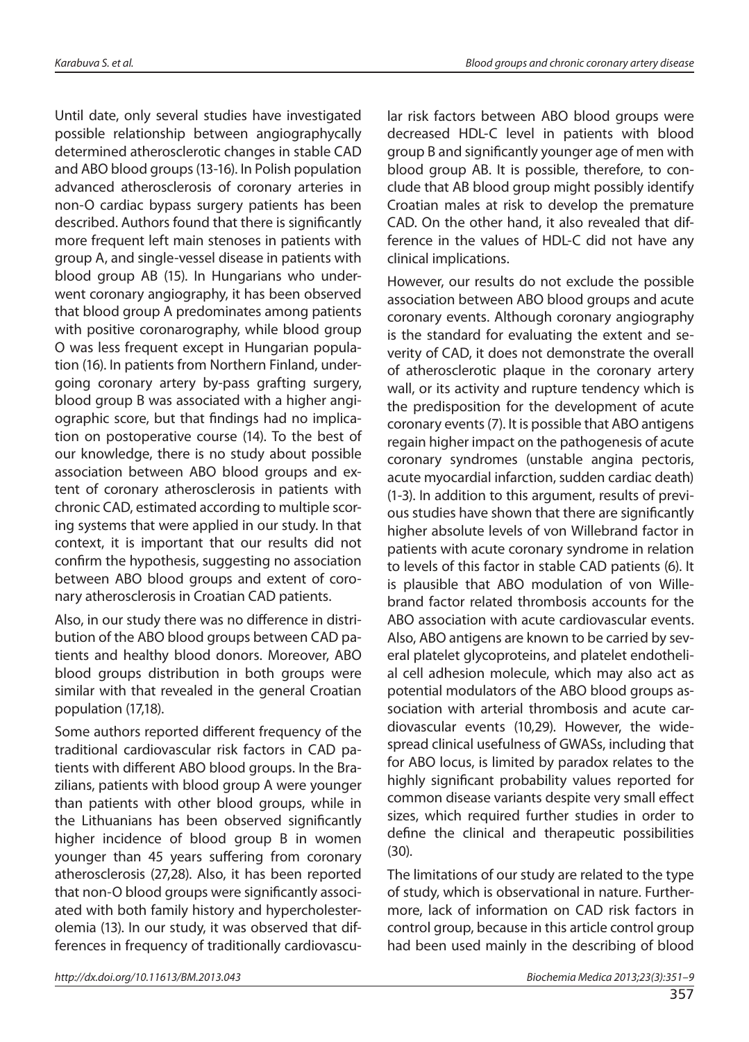Until date, only several studies have investigated possible relationship between angiographycally determined atherosclerotic changes in stable CAD and ABO blood groups (13-16). In Polish population advanced atherosclerosis of coronary arteries in non-O cardiac bypass surgery patients has been described. Authors found that there is significantly more frequent left main stenoses in patients with group A, and single-vessel disease in patients with blood group AB (15). In Hungarians who underwent coronary angiography, it has been observed that blood group A predominates among patients with positive coronarography, while blood group O was less frequent except in Hungarian population (16). In patients from Northern Finland, undergoing coronary artery by-pass grafting surgery, blood group B was associated with a higher angiographic score, but that findings had no implication on postoperative course (14). To the best of our knowledge, there is no study about possible association between ABO blood groups and extent of coronary atherosclerosis in patients with chronic CAD, estimated according to multiple scoring systems that were applied in our study. In that context, it is important that our results did not confirm the hypothesis, suggesting no association between ABO blood groups and extent of coronary atherosclerosis in Croatian CAD patients.

Also, in our study there was no difference in distribution of the ABO blood groups between CAD patients and healthy blood donors. Moreover, ABO blood groups distribution in both groups were similar with that revealed in the general Croatian population (17,18).

Some authors reported different frequency of the traditional cardiovascular risk factors in CAD patients with different ABO blood groups. In the Brazilians, patients with blood group A were younger than patients with other blood groups, while in the Lithuanians has been observed significantly higher incidence of blood group B in women younger than 45 years suffering from coronary atherosclerosis (27,28). Also, it has been reported that non-O blood groups were significantly associated with both family history and hypercholesterolemia (13). In our study, it was observed that differences in frequency of traditionally cardiovascular risk factors between ABO blood groups were decreased HDL-C level in patients with blood group B and significantly younger age of men with blood group AB. It is possible, therefore, to conclude that AB blood group might possibly identify Croatian males at risk to develop the premature CAD. On the other hand, it also revealed that difference in the values of HDL-C did not have any clinical implications.

However, our results do not exclude the possible association between ABO blood groups and acute coronary events. Although coronary angiography is the standard for evaluating the extent and severity of CAD, it does not demonstrate the overall of atherosclerotic plaque in the coronary artery wall, or its activity and rupture tendency which is the predisposition for the development of acute coronary events (7). It is possible that ABO antigens regain higher impact on the pathogenesis of acute coronary syndromes (unstable angina pectoris, acute myocardial infarction, sudden cardiac death) (1-3). In addition to this argument, results of previous studies have shown that there are significantly higher absolute levels of von Willebrand factor in patients with acute coronary syndrome in relation to levels of this factor in stable CAD patients (6). It is plausible that ABO modulation of von Willebrand factor related thrombosis accounts for the ABO association with acute cardiovascular events. Also, ABO antigens are known to be carried by several platelet glycoproteins, and platelet endothelial cell adhesion molecule, which may also act as potential modulators of the ABO blood groups association with arterial thrombosis and acute cardiovascular events (10,29). However, the widespread clinical usefulness of GWASs, including that for ABO locus, is limited by paradox relates to the highly significant probability values reported for common disease variants despite very small effect sizes, which required further studies in order to define the clinical and therapeutic possibilities (30).

The limitations of our study are related to the type of study, which is observational in nature. Furthermore, lack of information on CAD risk factors in control group, because in this article control group had been used mainly in the describing of blood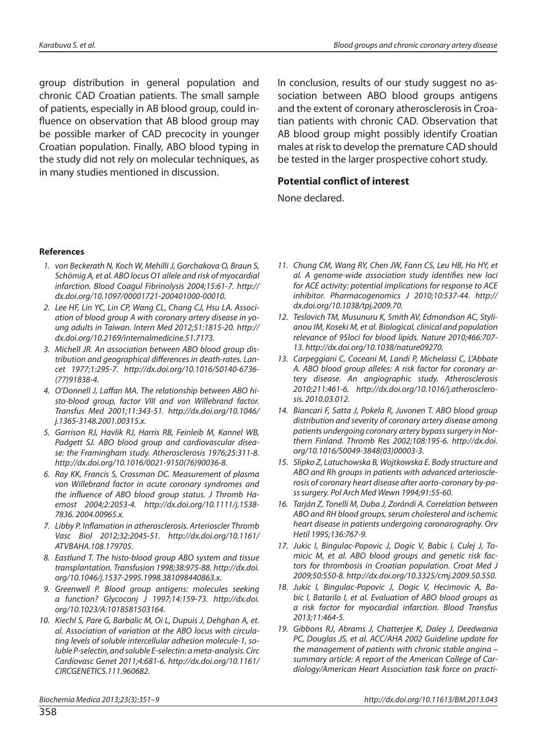group distribution in general population and chronic CAD Croatian patients. The small sample of patients, especially in AB blood group, could influence on observation that AB blood group may be possible marker of CAD precocity in younger Croatian population. Finally, ABO blood typing in the study did not rely on molecular techniques, as in many studies mentioned in discussion.

In conclusion, results of our study suggest no association between ABO blood groups antigens and the extent of coronary atherosclerosis in Croatian patients with chronic CAD. Observation that AB blood group might possibly identify Croatian males at risk to develop the premature CAD should be tested in the larger prospective cohort study.

### Potential conflict of interest

None declared.

### References

1. *von Beckerath N, Koch W, Mehilli J, Gorchakova O, Braun S, Schömig A, et al. ABO locus O1 allele and risk of myocardial infarction. Blood Coagul Fibrinolysis 2004;15:61-7. http://dx.doi.org/10.1097/00001721-200401000-00010.*
2. *Lee HF, Lin YC, Lin CP, Wang CL, Chang CJ, Hsu LA. Association of blood group A with coronary artery disease in young adults in Taiwan. Intern Med 2012;51:1815-20. http://dx.doi.org/10.2169/internalmedicine.51.7173.*
3. *Michell JR. An association between ABO blood group distribution and geographical differences in death-rates. Lancet 1977;1:295-7. http://dx.doi.org/10.1016/S0140-6736(77)91838-4.*
4. *O'Donnell J, Laffan MA. The relationship between ABO histo-blood group, factor VIII and von Willebrand factor. Transfus Med 2001;11:343-51. http://dx.doi.org/10.1046/j.1365-3148.2001.00315.x.*
5. *Garrison RJ, Havlik RJ, Harris RB, Feinleib M, Kannel WB, Padgett SJ. ABO blood group and cardiovascular disease: the Framingham study. Atherosclerosis 1976;25:311-8. http://dx.doi.org/10.1016/0021-9150(76)90036-8.*
6. *Ray KK, Francis S, Crossman DC. Measurement of plasma von Willebrand factor in acute coronary syndromes and the influence of ABO blood group status. J Thromb Haemost 2004;2:2053-4. http://dx.doi.org/10.1111/j.1538-7836.2004.00965.x.*
7. *Libby P. Inflamation in atherosclerosis. Arterioscler Thromb Vasc Biol 2012;32:2045-51. http://dx.doi.org/10.1161/ATVBAHA.108.179705.*
8. *Eastlund T. The histo-blood group ABO system and tissue transplantation. Transfusion 1998;38:975-88. http://dx.doi.org/10.1046/j.1537-2995.1998.381098440863.x.*
9. *Greenwell P. Blood group antigens: molecules seeking a function? Glycoconj J 1997;14:159-73. http://dx.doi.org/10.1023/A:1018581503164.*
10. *Kiechl S, Pare G, Barbalic M, Oi L, Dupuis J, Dehghan A, et. al. Association of variation at the ABO locus with circulating levels of soluble intercellular adhesion molecule-1, soluble P-selectin, and soluble E-selectin: a meta-analysis. Circ Cardiovasc Genet 2011;4:681-6. http://dx.doi.org/10.1161/CIRCGENETICS.111.960682.*
11. *Chung CM, Wang RY, Chen JW, Fann CS, Leu HB, Ho HY, et al. A genome-wide association study identifies new loci for ACE activity: potential implications for response to ACE inhibitor. Pharmacogenomics J 2010;10:537-44. http://dx.doi.org/10.1038/tpj.2009.70.*
12. *Teslovich TM, Musunuru K, Smith AV, Edmondson AC, Stylianou IM, Koseki M, et al. Biological, clinical and population relevance of 95loci for blood lipids. Nature 2010;466:707-13. http://dx.doi.org/10.1038/nature09270.*
13. *Carpeggiani C, Coceani M, Landi P, Michelassi C, L'Abbate A. ABO blood group alleles: A risk factor for coronary artery disease. An angiographic study. Atherosclerosis 2010;211:461-6. http://dx.doi.org/10.1016/j.atherosclerosis. 2010.03.012.*
14. *Biancari F, Satta J, Pokela R, Juvonen T. ABO blood group distribution and severity of coronary artery disease among patients undergoing coronary artery bypass surgery in Northern Finland. Thromb Res 2002;108:195-6. http://dx.doi.org/10.1016/S0049-3848(03)00003-3.*
15. *Slipko Z, Latuchowska B, Wojtkowska E. Body structure and ABO and Rh groups in patients with advanced arteriosclerosis of coronary heart disease after aorto-coronary by-pass surgery. Pol Arch Med Wewn 1994;91:55-60.*
16. *Tarján Z, Tonelli M, Duba J, Zorándi A. Correlation between ABO and RH blood groups, serum cholesterol and ischemic heart disease in patients undergoing coronarography. Orv Hetil 1995;136:767-9.*
17. *Jukic I, Bingulac-Popovic J, Dogic V, Babic I, Culej J, Tomicic M, et al. ABO blood groups and genetic risk factors for thrombosis in Croatian population. Croat Med J 2009;50:550-8. http://dx.doi.org/10.3325/cmj.2009.50.550.*
18. *Jukic I, Bingulac-Popovic J, Dogic V, Hecimovic A, Babic I, Batarilo I, et al. Evaluation of ABO blood groups as a risk factor for myocardial infarction. Blood Transfus 2013;11:464-5.*
19. *Gibbons RJ, Abrams J, Chatterjee K, Daley J, Deedwania PC, Douglas JS, et al. ACC/AHA 2002 Guideline update for the management of patients with chronic stable angina – summary article: A report of the American College of Cardiology/American Heart Association task force on practi-*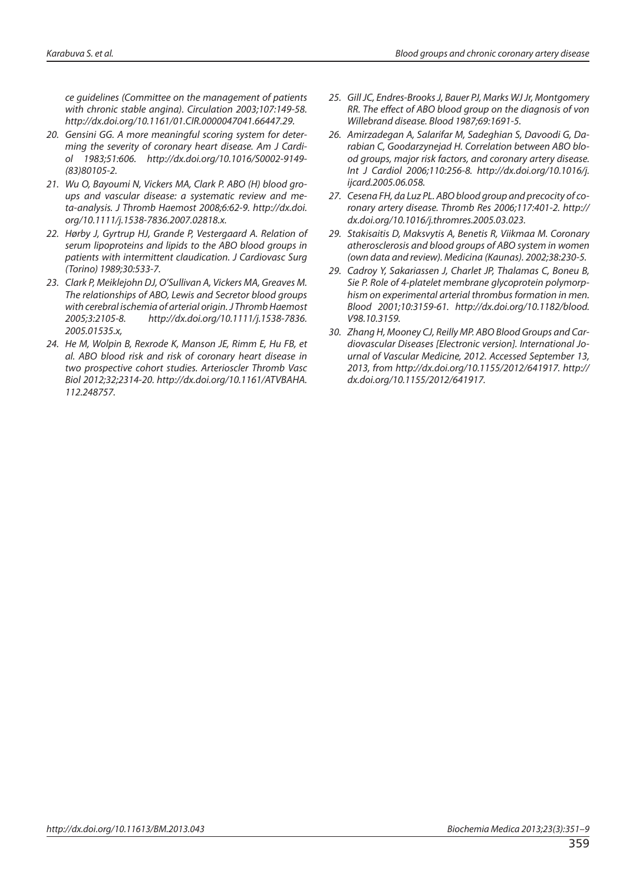ce guidelines (Committee on the management of patients with chronic stable angina). Circulation 2003;107:149-58. http://dx.doi.org/10.1161/01.CIR.0000047041.66447.29.

20. Gensini GG. A more meaningful scoring system for determing the severity of coronary heart disease. Am J Cardiol 1983;51:606. http://dx.doi.org/10.1016/S0002-9149-(83)80105-2.

21. Wu O, Bayoumi N, Vickers MA, Clark P. ABO (H) blood groups and vascular disease: a systematic review and meta-analysis. J Thromb Haemost 2008;6:62-9. http://dx.doi.org/10.1111/j.1538-7836.2007.02818.x.

22. Hørby J, Gyrtrup HJ, Grande P, Vestergaard A. Relation of serum lipoproteins and lipids to the ABO blood groups in patients with intermittent claudication. J Cardiovasc Surg (Torino) 1989;30:533-7.

23. Clark P, Meiklejohn DJ, O'Sullivan A, Vickers MA, Greaves M. The relationships of ABO, Lewis and Secretor blood groups with cerebral ischemia of arterial origin. J Thromb Haemost 2005;3:2105-8. http://dx.doi.org/10.1111/j.1538-7836.2005.01535.x,

24. He M, Wolpin B, Rexrode K, Manson JE, Rimm E, Hu FB, et al. ABO blood risk and risk of coronary heart disease in two prospective cohort studies. Arterioscler Thromb Vasc Biol 2012;32;2314-20. http://dx.doi.org/10.1161/ATVBAHA.112.248757.

25. Gill JC, Endres-Brooks J, Bauer PJ, Marks WJ Jr, Montgomery RR. The effect of ABO blood group on the diagnosis of von Willebrand disease. Blood 1987;69:1691-5.

26. Amirzadegan A, Salarifar M, Sadeghian S, Davoodi G, Darabian C, Goodarzynejad H. Correlation between ABO blood groups, major risk factors, and coronary artery disease. Int J Cardiol 2006;110:256-8. http://dx.doi.org/10.1016/j.ijcard.2005.06.058.

27. Cesena FH, da Luz PL. ABO blood group and precocity of coronary artery disease. Thromb Res 2006;117:401-2. http://dx.doi.org/10.1016/j.thromres.2005.03.023.

29. Stakisaitis D, Maksvytis A, Benetis R, Viikmaa M. Coronary atherosclerosis and blood groups of ABO system in women (own data and review). Medicina (Kaunas). 2002;38:230-5.

29. Cadroy Y, Sakariassen J, Charlet JP, Thalamas C, Boneu B, Sie P. Role of 4-platelet membrane glycoprotein polymorphism on experimental arterial thrombus formation in men. Blood 2001;10:3159-61. http://dx.doi.org/10.1182/blood.V98.10.3159.

30. Zhang H, Mooney CJ, Reilly MP. ABO Blood Groups and Cardiovascular Diseases [Electronic version]. International Journal of Vascular Medicine, 2012. Accessed September 13, 2013, from http://dx.doi.org/10.1155/2012/641917. http://dx.doi.org/10.1155/2012/641917.